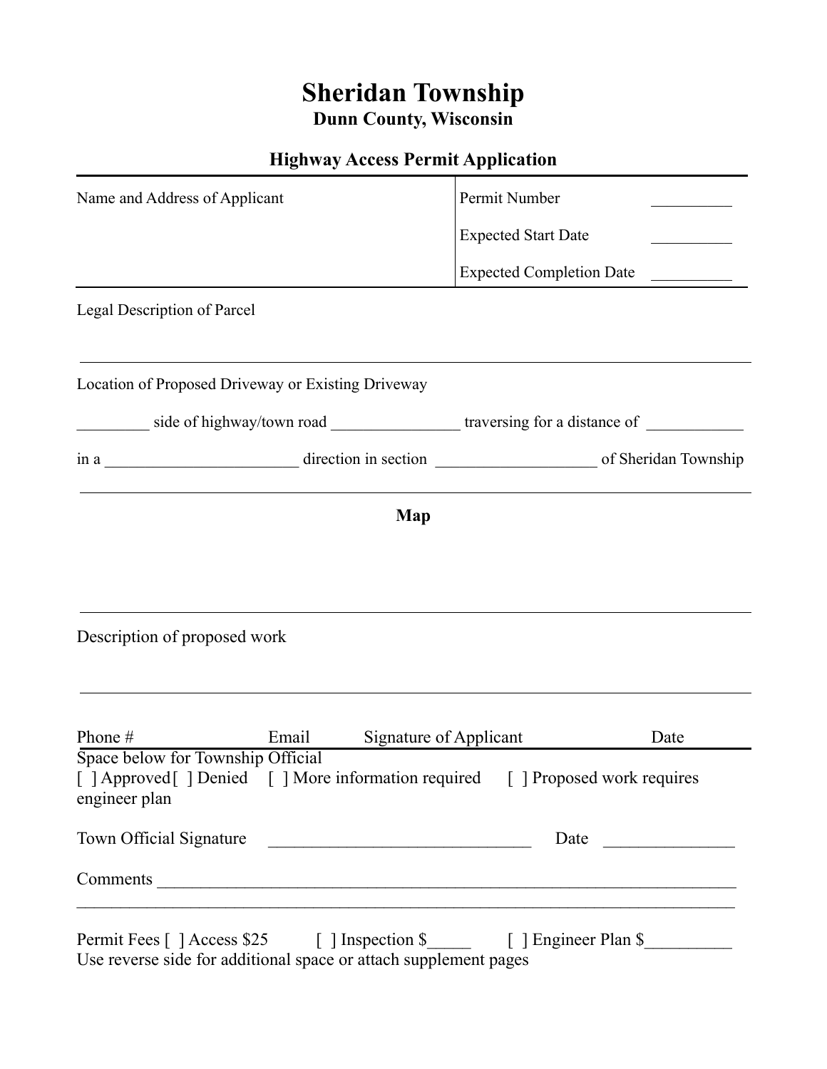# Sheridan Township

## Dunn County, Wisconsin

### Highway Access Permit Application

| Name and Address of Applicant | Permit Number __________ |
|---|---|
| | Expected Start Date __________ |
| | Expected Completion Date __________ |

Legal Description of Parcel

---

Location of Proposed Driveway or Existing Driveway

_________ side of highway/town road ________________ traversing for a distance of ____________

in a ________________________ direction in section ____________________ of Sheridan Township

---

**Map**

---

Description of proposed work

---

Phone # Email Signature of Applicant Date

---

Space below for Township Official

[ ] Approved [ ] Denied [ ] More information required [ ] Proposed work requires engineer plan

Town Official Signature _______________________________ Date _______________

Comments ______________________________________________________________________

______________________________________________________________________________

Permit Fees [ ] Access $25 [ ] Inspection $_____ [ ] Engineer Plan $__________

Use reverse side for additional space or attach supplement pages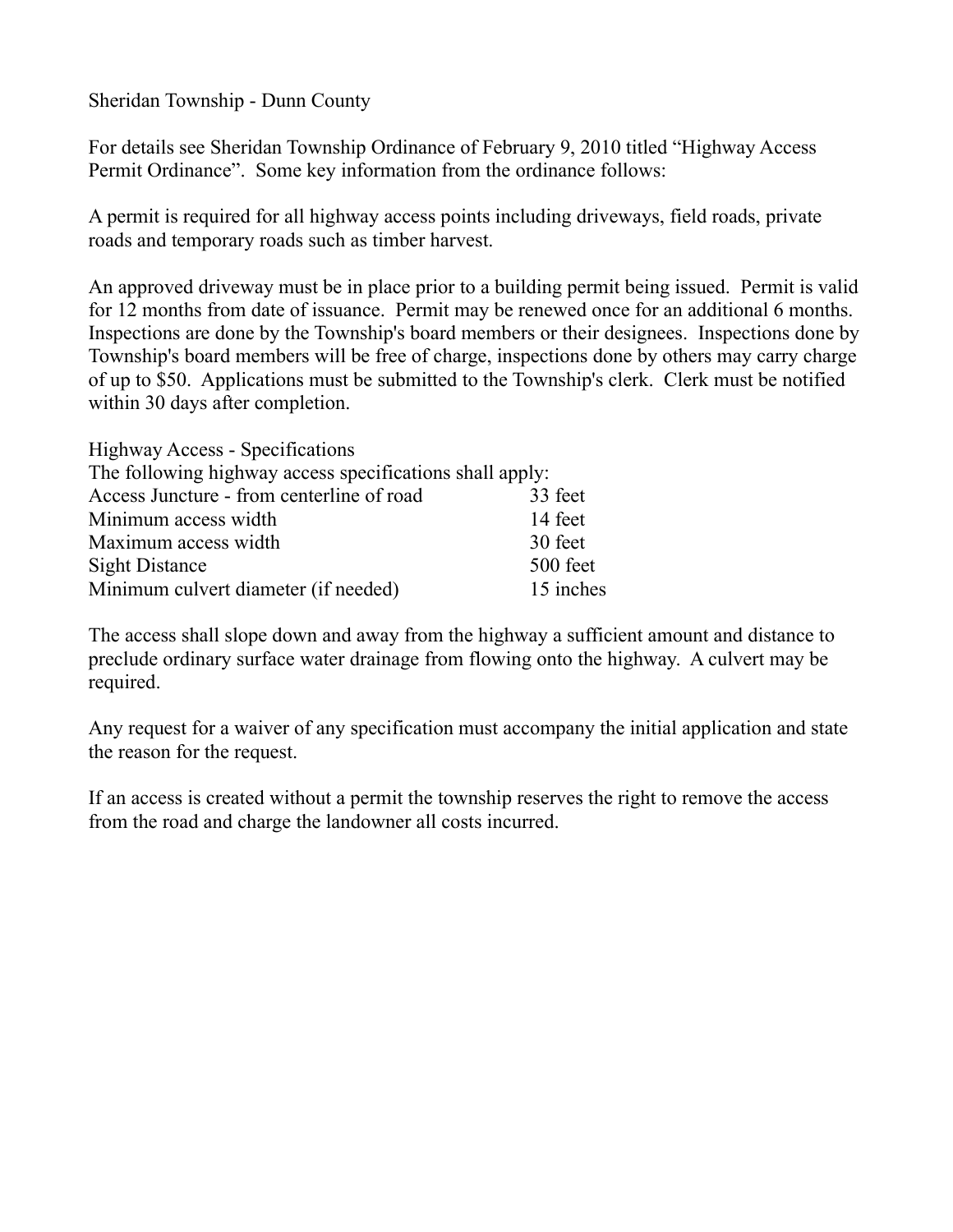Sheridan Township - Dunn County

For details see Sheridan Township Ordinance of February 9, 2010 titled "Highway Access Permit Ordinance". Some key information from the ordinance follows:

A permit is required for all highway access points including driveways, field roads, private roads and temporary roads such as timber harvest.

An approved driveway must be in place prior to a building permit being issued. Permit is valid for 12 months from date of issuance. Permit may be renewed once for an additional 6 months. Inspections are done by the Township's board members or their designees. Inspections done by Township's board members will be free of charge, inspections done by others may carry charge of up to $50. Applications must be submitted to the Township's clerk. Clerk must be notified within 30 days after completion.

Highway Access - Specifications

The following highway access specifications shall apply:

| | |
|---|---|
| Access Juncture - from centerline of road | 33 feet |
| Minimum access width | 14 feet |
| Maximum access width | 30 feet |
| Sight Distance | 500 feet |
| Minimum culvert diameter (if needed) | 15 inches |

The access shall slope down and away from the highway a sufficient amount and distance to preclude ordinary surface water drainage from flowing onto the highway. A culvert may be required.

Any request for a waiver of any specification must accompany the initial application and state the reason for the request.

If an access is created without a permit the township reserves the right to remove the access from the road and charge the landowner all costs incurred.